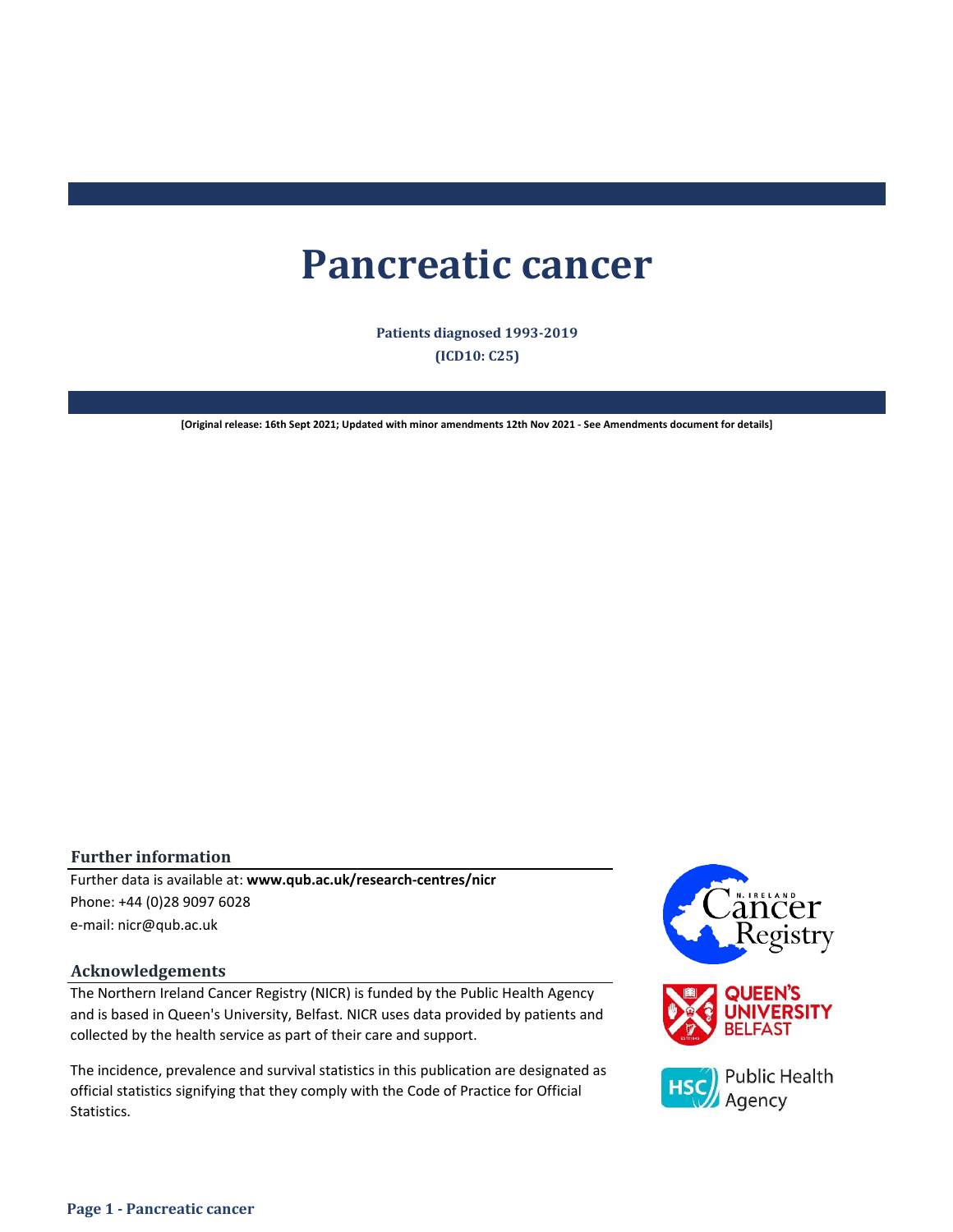# Pancreatic cancer

**Patients diagnosed 1993-2019**

**(ICD10: C25)**

**[Original release: 16th Sept 2021; Updated with minor amendments 12th Nov 2021 - See Amendments document for details]**

## Further information

Further data is available at: **www.qub.ac.uk/research-centres/nicr**

Phone: +44 (0)28 9097 6028

e-mail: nicr@qub.ac.uk

## Acknowledgements

The Northern Ireland Cancer Registry (NICR) is funded by the Public Health Agency and is based in Queen's University, Belfast. NICR uses data provided by patients and collected by the health service as part of their care and support.

The incidence, prevalence and survival statistics in this publication are designated as official statistics signifying that they comply with the Code of Practice for Official Statistics.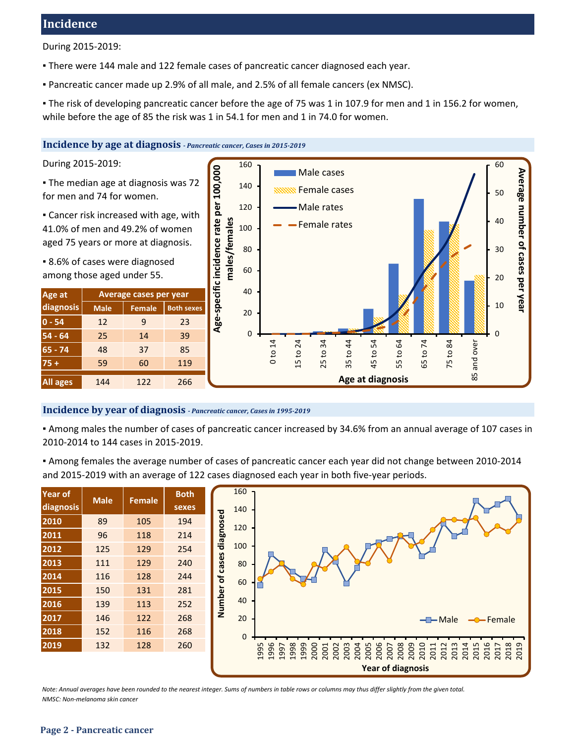## Incidence

During 2015-2019:

- There were 144 male and 122 female cases of pancreatic cancer diagnosed each year.
- Pancreatic cancer made up 2.9% of all male, and 2.5% of all female cancers (ex NMSC).
- The risk of developing pancreatic cancer before the age of 75 was 1 in 107.9 for men and 1 in 156.2 for women, while before the age of 85 the risk was 1 in 54.1 for men and 1 in 74.0 for women.

### Incidence by age at diagnosis *- Pancreatic cancer, Cases in 2015-2019*

During 2015-2019:

- The median age at diagnosis was 72 for men and 74 for women.
- Cancer risk increased with age, with 41.0% of men and 49.2% of women aged 75 years or more at diagnosis.
- 8.6% of cases were diagnosed among those aged under 55.

| Age at diagnosis | Average cases per year | | |
|---|---|---|---|
| | Male | Female | Both sexes |
| 0 - 54 | 12 | 9 | 23 |
| 54 - 64 | 25 | 14 | 39 |
| 65 - 74 | 48 | 37 | 85 |
| 75 + | 59 | 60 | 119 |
| All ages | 144 | 122 | 266 |

Male cases
Female cases
Male rates
Female rates

Age-specific incidence rate per 100,000 males/females
0 20 40 60 80 100 120 140 160

Average number of cases per year
0 10 20 30 40 50 60

0 to 14, 15 to 24, 25 to 34, 35 to 44, 45 to 54, 55 to 64, 65 to 74, 75 to 84, 85 and over

Age at diagnosis

### Incidence by year of diagnosis *- Pancreatic cancer, Cases in 1995-2019*

- Among males the number of cases of pancreatic cancer increased by 34.6% from an annual average of 107 cases in 2010-2014 to 144 cases in 2015-2019.
- Among females the average number of cases of pancreatic cancer each year did not change between 2010-2014 and 2015-2019 with an average of 122 cases diagnosed each year in both five-year periods.

| Year of diagnosis | Male | Female | Both sexes |
|---|---|---|---|
| 2010 | 89 | 105 | 194 |
| 2011 | 96 | 118 | 214 |
| 2012 | 125 | 129 | 254 |
| 2013 | 111 | 129 | 240 |
| 2014 | 116 | 128 | 244 |
| 2015 | 150 | 131 | 281 |
| 2016 | 139 | 113 | 252 |
| 2017 | 146 | 122 | 268 |
| 2018 | 152 | 116 | 268 |
| 2019 | 132 | 128 | 260 |

Number of cases diagnosed
0 20 40 60 80 100 120 140 160

Male
Female

1995 1996 1997 1998 1999 2000 2001 2002 2003 2004 2005 2006 2007 2008 2009 2010 2011 2012 2013 2014 2015 2016 2017 2018 2019

Year of diagnosis

*Note: Annual averages have been rounded to the nearest integer. Sums of numbers in table rows or columns may thus differ slightly from the given total.*
*NMSC: Non-melanoma skin cancer*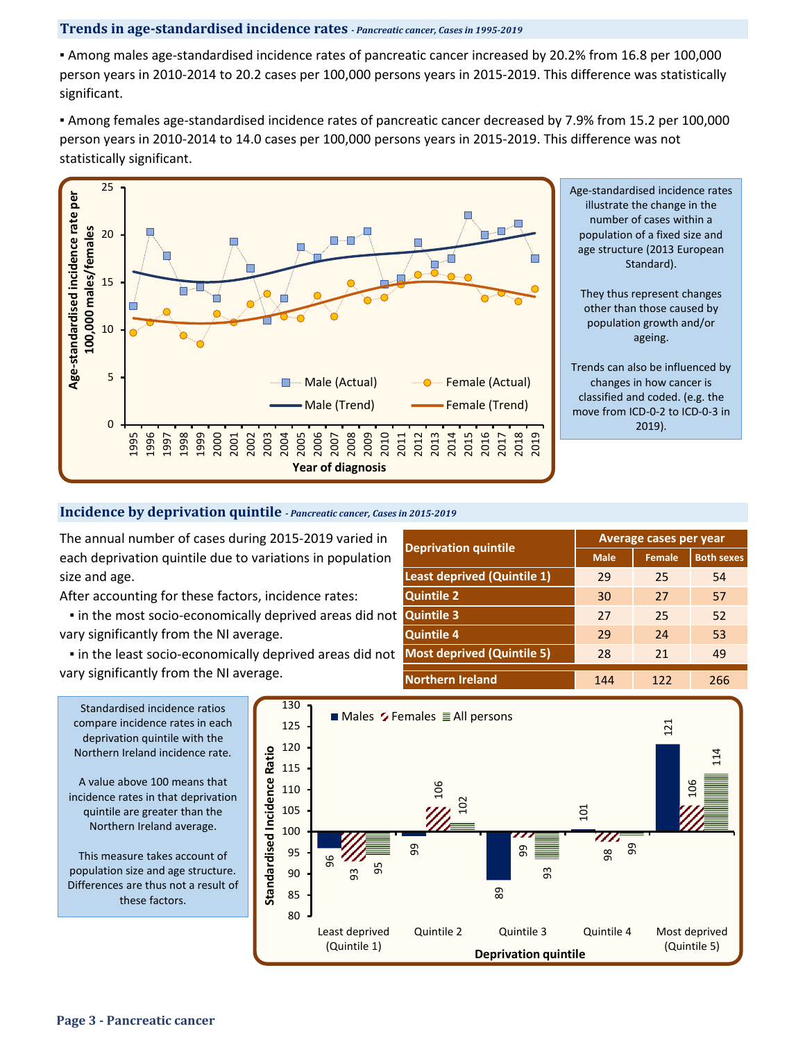## Trends in age-standardised incidence rates *- Pancreatic cancer, Cases in 1995-2019*

▪ Among males age-standardised incidence rates of pancreatic cancer increased by 20.2% from 16.8 per 100,000 person years in 2010-2014 to 20.2 cases per 100,000 persons years in 2015-2019. This difference was statistically significant.

▪ Among females age-standardised incidence rates of pancreatic cancer decreased by 7.9% from 15.2 per 100,000 person years in 2010-2014 to 14.0 cases per 100,000 persons years in 2015-2019. This difference was not statistically significant.

Age-standardised incidence rate per 100,000 males/females

25
20
15
10
5
0

Male (Actual)
Female (Actual)
Male (Trend)
Female (Trend)

1995 1996 1997 1998 1999 2000 2001 2002 2003 2004 2005 2006 2007 2008 2009 2010 2011 2012 2013 2014 2015 2016 2017 2018 2019

Year of diagnosis

Age-standardised incidence rates illustrate the change in the number of cases within a population of a fixed size and age structure (2013 European Standard).

They thus represent changes other than those caused by population growth and/or ageing.

Trends can also be influenced by changes in how cancer is classified and coded. (e.g. the move from ICD-0-2 to ICD-0-3 in 2019).

## Incidence by deprivation quintile *- Pancreatic cancer, Cases in 2015-2019*

The annual number of cases during 2015-2019 varied in each deprivation quintile due to variations in population size and age.

After accounting for these factors, incidence rates:

▪ in the most socio-economically deprived areas did not vary significantly from the NI average.

▪ in the least socio-economically deprived areas did not vary significantly from the NI average.

| Deprivation quintile | Average cases per year | | |
|---|---|---|---|
| | Male | Female | Both sexes |
| Least deprived (Quintile 1) | 29 | 25 | 54 |
| Quintile 2 | 30 | 27 | 57 |
| Quintile 3 | 27 | 25 | 52 |
| Quintile 4 | 29 | 24 | 53 |
| Most deprived (Quintile 5) | 28 | 21 | 49 |
| Northern Ireland | 144 | 122 | 266 |

Standardised incidence ratios compare incidence rates in each deprivation quintile with the Northern Ireland incidence rate.

A value above 100 means that incidence rates in that deprivation quintile are greater than the Northern Ireland average.

This measure takes account of population size and age structure. Differences are thus not a result of these factors.

Standardised Incidence Ratio

Males / Females / All persons

130
125
120
115
110
105
100
95
90
85
80

Least deprived (Quintile 1): 96, 93, 95
Quintile 2: 99, 106, 102
Quintile 3: 89, 99, 93
Quintile 4: 101, 98, 99
Most deprived (Quintile 5): 121, 106, 114

Deprivation quintile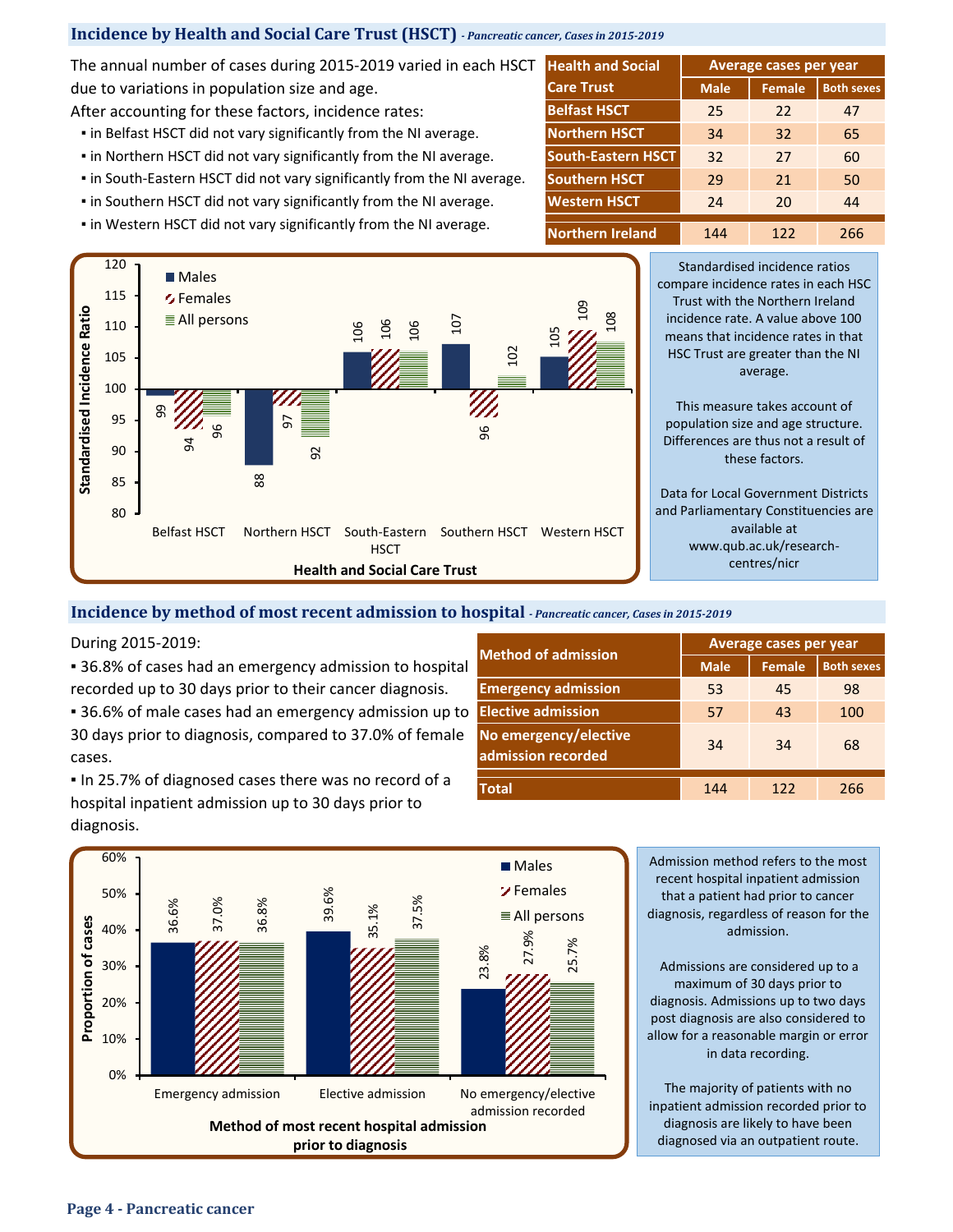## Incidence by Health and Social Care Trust (HSCT) *- Pancreatic cancer, Cases in 2015-2019*

The annual number of cases during 2015-2019 varied in each HSCT due to variations in population size and age.

After accounting for these factors, incidence rates:

- in Belfast HSCT did not vary significantly from the NI average.
- in Northern HSCT did not vary significantly from the NI average.
- in South-Eastern HSCT did not vary significantly from the NI average.
- in Southern HSCT did not vary significantly from the NI average.
- in Western HSCT did not vary significantly from the NI average.

| Health and Social Care Trust | Average cases per year | | |
|---|---|---|---|
| | Male | Female | Both sexes |
| Belfast HSCT | 25 | 22 | 47 |
| Northern HSCT | 34 | 32 | 65 |
| South-Eastern HSCT | 32 | 27 | 60 |
| Southern HSCT | 29 | 21 | 50 |
| Western HSCT | 24 | 20 | 44 |
| Northern Ireland | 144 | 122 | 266 |

Standardised Incidence Ratio
120
115
110
105
100
95
90
85
80

Males
Females
All persons

Belfast HSCT: 99, 94, 96
Northern HSCT: 88, 97, 92
South-Eastern HSCT: 106, 106, 106
Southern HSCT: 107, 96, 102
Western HSCT: 105, 109, 108

Health and Social Care Trust

Standardised incidence ratios compare incidence rates in each HSC Trust with the Northern Ireland incidence rate. A value above 100 means that incidence rates in that HSC Trust are greater than the NI average.

This measure takes account of population size and age structure. Differences are thus not a result of these factors.

Data for Local Government Districts and Parliamentary Constituencies are available at www.qub.ac.uk/research-centres/nicr

## Incidence by method of most recent admission to hospital *- Pancreatic cancer, Cases in 2015-2019*

During 2015-2019:

- 36.8% of cases had an emergency admission to hospital recorded up to 30 days prior to their cancer diagnosis.
- 36.6% of male cases had an emergency admission up to 30 days prior to diagnosis, compared to 37.0% of female cases.
- In 25.7% of diagnosed cases there was no record of a hospital inpatient admission up to 30 days prior to diagnosis.

| Method of admission | Average cases per year | | |
|---|---|---|---|
| | Male | Female | Both sexes |
| Emergency admission | 53 | 45 | 98 |
| Elective admission | 57 | 43 | 100 |
| No emergency/elective admission recorded | 34 | 34 | 68 |
| Total | 144 | 122 | 266 |

Proportion of cases
60%
50%
40%
30%
20%
10%
0%

Males
Females
All persons

Emergency admission: 36.6%, 37.0%, 36.8%
Elective admission: 39.6%, 35.1%, 37.5%
No emergency/elective admission recorded: 23.8%, 27.9%, 25.7%

Method of most recent hospital admission prior to diagnosis

Admission method refers to the most recent hospital inpatient admission that a patient had prior to cancer diagnosis, regardless of reason for the admission.

Admissions are considered up to a maximum of 30 days prior to diagnosis. Admissions up to two days post diagnosis are also considered to allow for a reasonable margin or error in data recording.

The majority of patients with no inpatient admission recorded prior to diagnosis are likely to have been diagnosed via an outpatient route.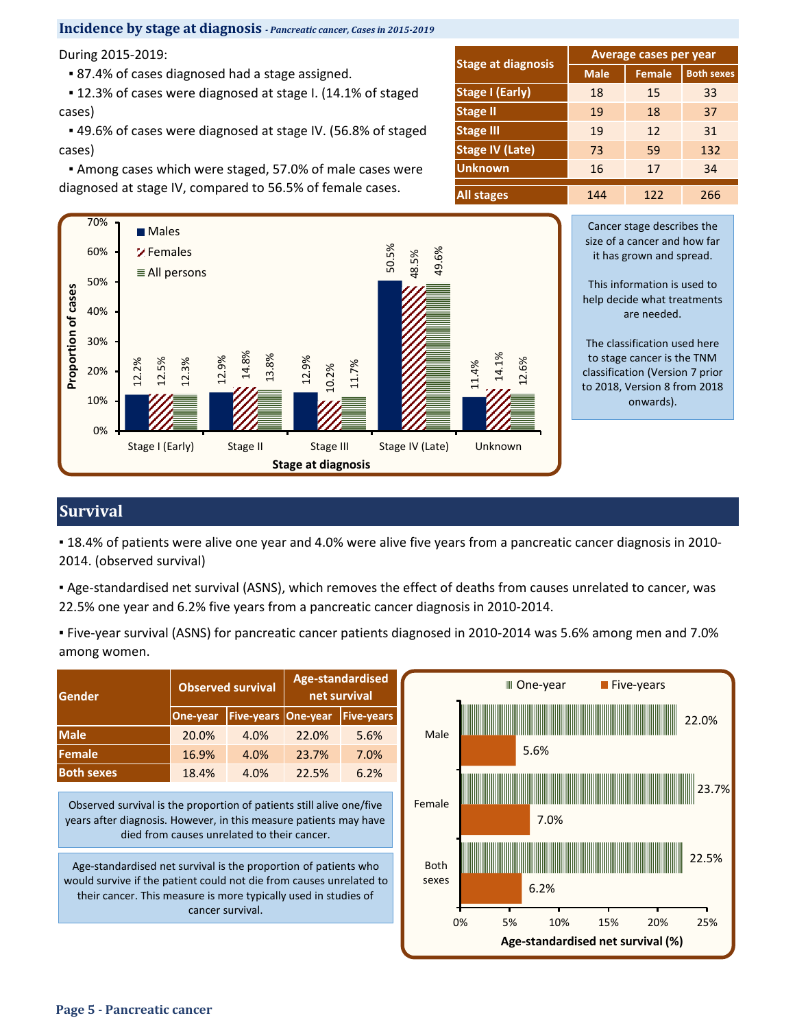## Incidence by stage at diagnosis - *Pancreatic cancer, Cases in 2015-2019*

During 2015-2019:

- 87.4% of cases diagnosed had a stage assigned.
- 12.3% of cases were diagnosed at stage I. (14.1% of staged cases)
- 49.6% of cases were diagnosed at stage IV. (56.8% of staged cases)
- Among cases which were staged, 57.0% of male cases were diagnosed at stage IV, compared to 56.5% of female cases.

| Stage at diagnosis | Average cases per year | | |
|---|---|---|---|
| | Male | Female | Both sexes |
| Stage I (Early) | 18 | 15 | 33 |
| Stage II | 19 | 18 | 37 |
| Stage III | 19 | 12 | 31 |
| Stage IV (Late) | 73 | 59 | 132 |
| Unknown | 16 | 17 | 34 |
| All stages | 144 | 122 | 266 |

Proportion of cases
70%
60%
50%
40%
30%
20%
10%
0%
Males
Females
All persons
Stage I (Early): 12.2%, 12.5%, 12.3%
Stage II: 12.9%, 14.8%, 13.8%
Stage III: 12.9%, 10.2%, 11.7%
Stage IV (Late): 50.5%, 48.5%, 49.6%
Unknown: 11.4%, 14.1%, 12.6%
Stage at diagnosis

Cancer stage describes the size of a cancer and how far it has grown and spread.

This information is used to help decide what treatments are needed.

The classification used here to stage cancer is the TNM classification (Version 7 prior to 2018, Version 8 from 2018 onwards).

## Survival

- 18.4% of patients were alive one year and 4.0% were alive five years from a pancreatic cancer diagnosis in 2010-2014. (observed survival)
- Age-standardised net survival (ASNS), which removes the effect of deaths from causes unrelated to cancer, was 22.5% one year and 6.2% five years from a pancreatic cancer diagnosis in 2010-2014.
- Five-year survival (ASNS) for pancreatic cancer patients diagnosed in 2010-2014 was 5.6% among men and 7.0% among women.

| Gender | Observed survival | | Age-standardised net survival | |
|---|---|---|---|---|
| | One-year | Five-years | One-year | Five-years |
| Male | 20.0% | 4.0% | 22.0% | 5.6% |
| Female | 16.9% | 4.0% | 23.7% | 7.0% |
| Both sexes | 18.4% | 4.0% | 22.5% | 6.2% |

Observed survival is the proportion of patients still alive one/five years after diagnosis. However, in this measure patients may have died from causes unrelated to their cancer.

Age-standardised net survival is the proportion of patients who would survive if the patient could not die from causes unrelated to their cancer. This measure is more typically used in studies of cancer survival.

One-year
Five-years
Male: 22.0%, 5.6%
Female: 23.7%, 7.0%
Both sexes: 22.5%, 6.2%
0%
5%
10%
15%
20%
25%
Age-standardised net survival (%)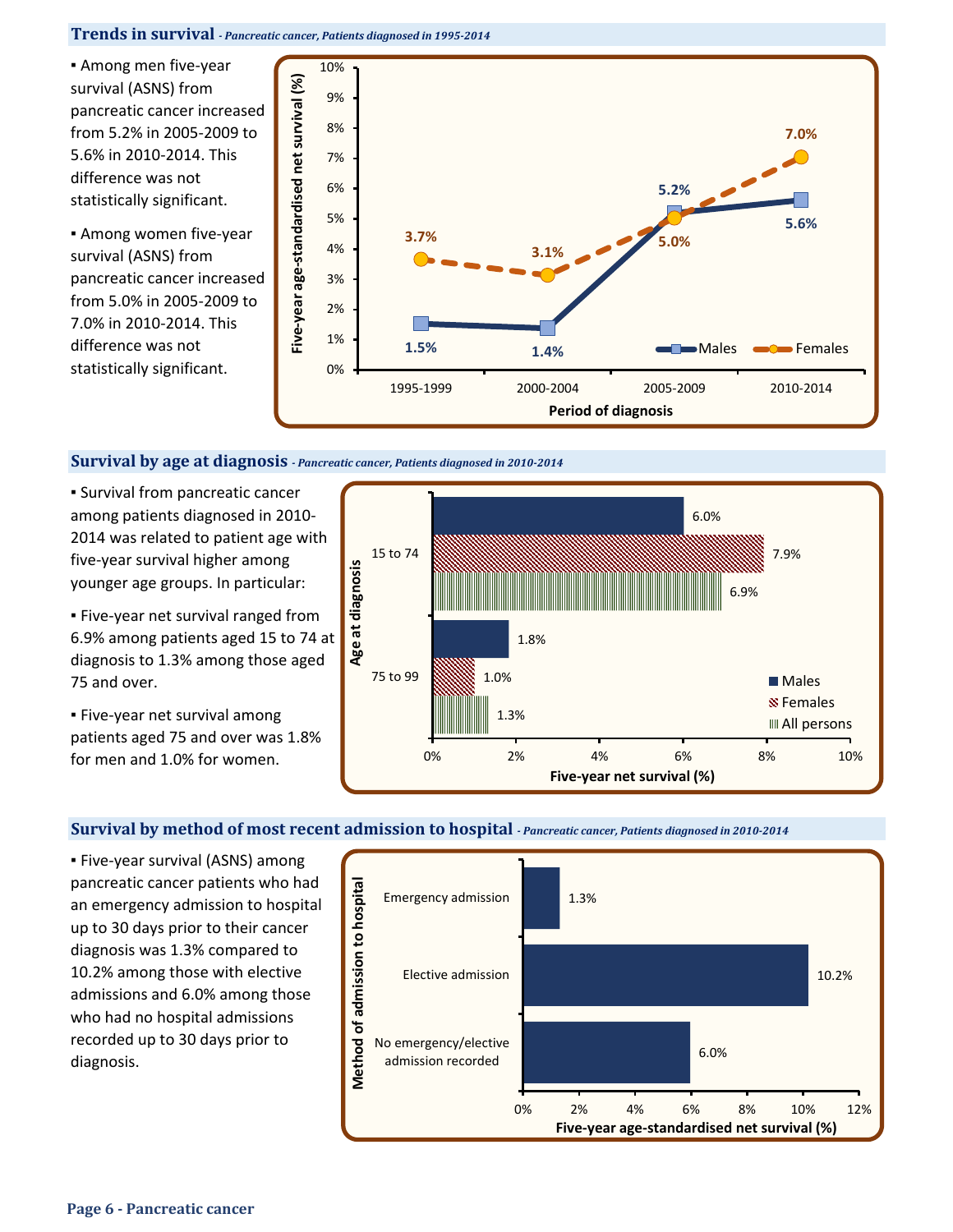## Trends in survival *- Pancreatic cancer, Patients diagnosed in 1995-2014*

- Among men five-year survival (ASNS) from pancreatic cancer increased from 5.2% in 2005-2009 to 5.6% in 2010-2014. This difference was not statistically significant.
- Among women five-year survival (ASNS) from pancreatic cancer increased from 5.0% in 2005-2009 to 7.0% in 2010-2014. This difference was not statistically significant.

Five-year age-standardised net survival (%)

10%
9%
8%
7%
6%
5%
4%
3%
2%
1%
0%

1995-1999
2000-2004
2005-2009
2010-2014

Period of diagnosis

Males: 1.5%, 1.4%, 5.2%, 5.6%
Females: 3.7%, 3.1%, 5.0%, 7.0%

## Survival by age at diagnosis *- Pancreatic cancer, Patients diagnosed in 2010-2014*

- Survival from pancreatic cancer among patients diagnosed in 2010-2014 was related to patient age with five-year survival higher among younger age groups. In particular:
- Five-year net survival ranged from 6.9% among patients aged 15 to 74 at diagnosis to 1.3% among those aged 75 and over.
- Five-year net survival among patients aged 75 and over was 1.8% for men and 1.0% for women.

Age at diagnosis

15 to 74: 6.0%, 7.9%, 6.9%
75 to 99: 1.8%, 1.0%, 1.3%

Males
Females
All persons

0%
2%
4%
6%
8%
10%

Five-year net survival (%)

## Survival by method of most recent admission to hospital *- Pancreatic cancer, Patients diagnosed in 2010-2014*

- Five-year survival (ASNS) among pancreatic cancer patients who had an emergency admission to hospital up to 30 days prior to their cancer diagnosis was 1.3% compared to 10.2% among those with elective admissions and 6.0% among those who had no hospital admissions recorded up to 30 days prior to diagnosis.

Method of admission to hospital

Emergency admission: 1.3%
Elective admission: 10.2%
No emergency/elective admission recorded: 6.0%

0%
2%
4%
6%
8%
10%
12%

Five-year age-standardised net survival (%)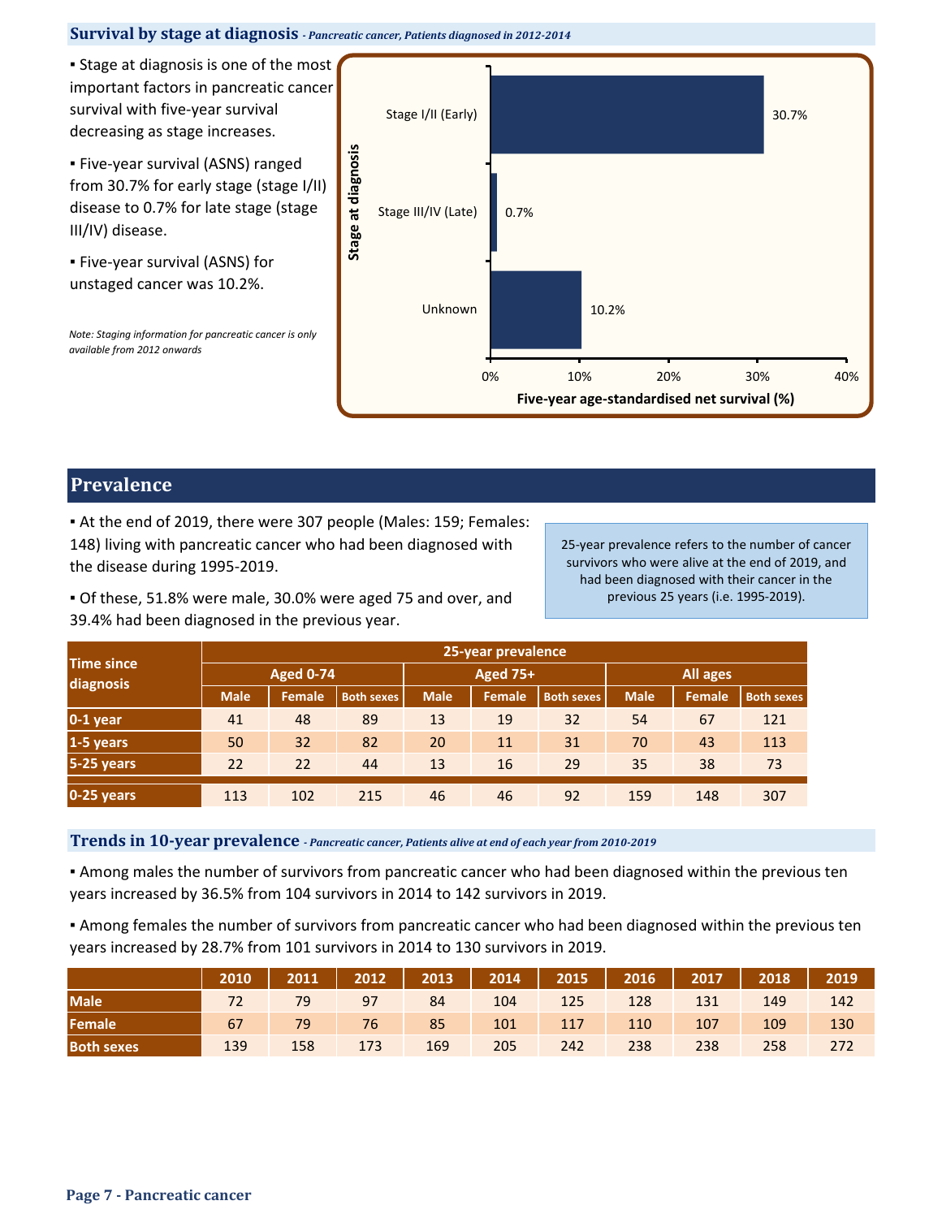## Survival by stage at diagnosis *- Pancreatic cancer, Patients diagnosed in 2012-2014*

- Stage at diagnosis is one of the most important factors in pancreatic cancer survival with five-year survival decreasing as stage increases.
- Five-year survival (ASNS) ranged from 30.7% for early stage (stage I/II) disease to 0.7% for late stage (stage III/IV) disease.
- Five-year survival (ASNS) for unstaged cancer was 10.2%.

*Note: Staging information for pancreatic cancer is only available from 2012 onwards*

Stage at diagnosis

Stage I/II (Early) 30.7%

Stage III/IV (Late) 0.7%

Unknown 10.2%

0% 10% 20% 30% 40%

Five-year age-standardised net survival (%)

## Prevalence

- At the end of 2019, there were 307 people (Males: 159; Females: 148) living with pancreatic cancer who had been diagnosed with the disease during 1995-2019.
- Of these, 51.8% were male, 30.0% were aged 75 and over, and 39.4% had been diagnosed in the previous year.

25-year prevalence refers to the number of cancer survivors who were alive at the end of 2019, and had been diagnosed with their cancer in the previous 25 years (i.e. 1995-2019).

| Time since diagnosis | 25-year prevalence | | | | | | | | |
|---|---|---|---|---|---|---|---|---|---|
| | Aged 0-74 | | | Aged 75+ | | | All ages | | |
| | Male | Female | Both sexes | Male | Female | Both sexes | Male | Female | Both sexes |
| 0-1 year | 41 | 48 | 89 | 13 | 19 | 32 | 54 | 67 | 121 |
| 1-5 years | 50 | 32 | 82 | 20 | 11 | 31 | 70 | 43 | 113 |
| 5-25 years | 22 | 22 | 44 | 13 | 16 | 29 | 35 | 38 | 73 |
| 0-25 years | 113 | 102 | 215 | 46 | 46 | 92 | 159 | 148 | 307 |

## Trends in 10-year prevalence *- Pancreatic cancer, Patients alive at end of each year from 2010-2019*

- Among males the number of survivors from pancreatic cancer who had been diagnosed within the previous ten years increased by 36.5% from 104 survivors in 2014 to 142 survivors in 2019.
- Among females the number of survivors from pancreatic cancer who had been diagnosed within the previous ten years increased by 28.7% from 101 survivors in 2014 to 130 survivors in 2019.

| | 2010 | 2011 | 2012 | 2013 | 2014 | 2015 | 2016 | 2017 | 2018 | 2019 |
|---|---|---|---|---|---|---|---|---|---|---|
| Male | 72 | 79 | 97 | 84 | 104 | 125 | 128 | 131 | 149 | 142 |
| Female | 67 | 79 | 76 | 85 | 101 | 117 | 110 | 107 | 109 | 130 |
| Both sexes | 139 | 158 | 173 | 169 | 205 | 242 | 238 | 238 | 258 | 272 |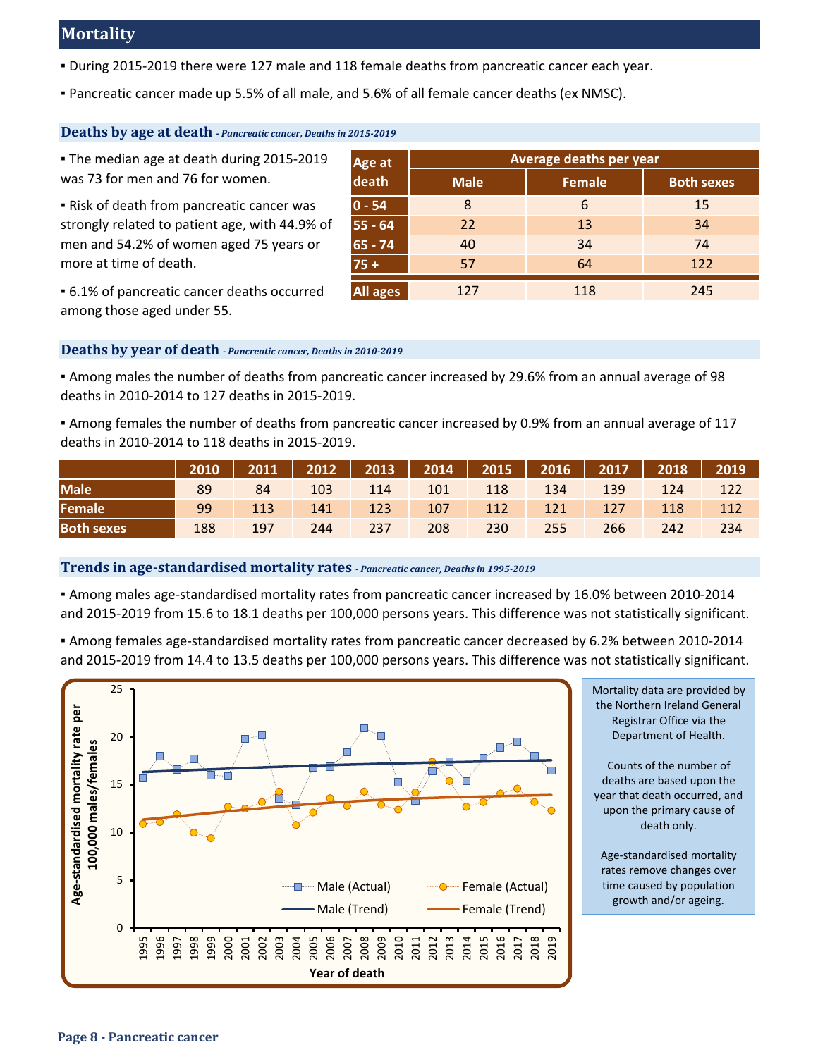# Mortality

- During 2015-2019 there were 127 male and 118 female deaths from pancreatic cancer each year.
- Pancreatic cancer made up 5.5% of all male, and 5.6% of all female cancer deaths (ex NMSC).

## Deaths by age at death *- Pancreatic cancer, Deaths in 2015-2019*

- The median age at death during 2015-2019 was 73 for men and 76 for women.
- Risk of death from pancreatic cancer was strongly related to patient age, with 44.9% of men and 54.2% of women aged 75 years or more at time of death.
- 6.1% of pancreatic cancer deaths occurred among those aged under 55.

| Age at death | Average deaths per year | | |
|---|---|---|---|
| | Male | Female | Both sexes |
| 0 - 54 | 8 | 6 | 15 |
| 55 - 64 | 22 | 13 | 34 |
| 65 - 74 | 40 | 34 | 74 |
| 75 + | 57 | 64 | 122 |
| All ages | 127 | 118 | 245 |

## Deaths by year of death *- Pancreatic cancer, Deaths in 2010-2019*

- Among males the number of deaths from pancreatic cancer increased by 29.6% from an annual average of 98 deaths in 2010-2014 to 127 deaths in 2015-2019.
- Among females the number of deaths from pancreatic cancer increased by 0.9% from an annual average of 117 deaths in 2010-2014 to 118 deaths in 2015-2019.

| | 2010 | 2011 | 2012 | 2013 | 2014 | 2015 | 2016 | 2017 | 2018 | 2019 |
|---|---|---|---|---|---|---|---|---|---|---|
| Male | 89 | 84 | 103 | 114 | 101 | 118 | 134 | 139 | 124 | 122 |
| Female | 99 | 113 | 141 | 123 | 107 | 112 | 121 | 127 | 118 | 112 |
| Both sexes | 188 | 197 | 244 | 237 | 208 | 230 | 255 | 266 | 242 | 234 |

## Trends in age-standardised mortality rates *- Pancreatic cancer, Deaths in 1995-2019*

- Among males age-standardised mortality rates from pancreatic cancer increased by 16.0% between 2010-2014 and 2015-2019 from 15.6 to 18.1 deaths per 100,000 persons years. This difference was not statistically significant.
- Among females age-standardised mortality rates from pancreatic cancer decreased by 6.2% between 2010-2014 and 2015-2019 from 14.4 to 13.5 deaths per 100,000 persons years. This difference was not statistically significant.

Age-standardised mortality rate per 100,000 males/females

25
20
15
10
5
0

1995 1996 1997 1998 1999 2000 2001 2002 2003 2004 2005 2006 2007 2008 2009 2010 2011 2012 2013 2014 2015 2016 2017 2018 2019

Year of death

Male (Actual)
Female (Actual)
Male (Trend)
Female (Trend)

Mortality data are provided by the Northern Ireland General Registrar Office via the Department of Health.

Counts of the number of deaths are based upon the year that death occurred, and upon the primary cause of death only.

Age-standardised mortality rates remove changes over time caused by population growth and/or ageing.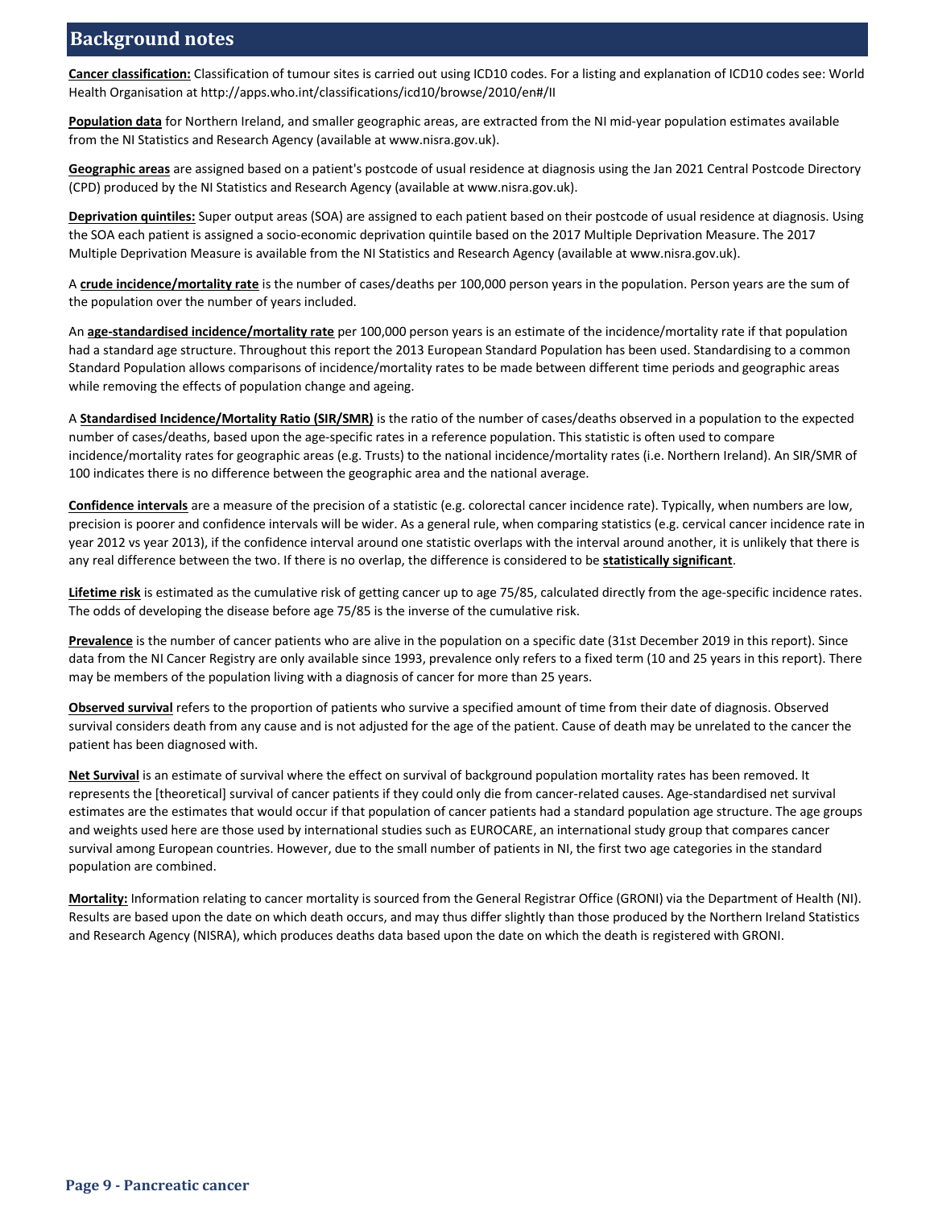# Background notes

**Cancer classification:** Classification of tumour sites is carried out using ICD10 codes. For a listing and explanation of ICD10 codes see: World Health Organisation at http://apps.who.int/classifications/icd10/browse/2010/en#/II

**Population data** for Northern Ireland, and smaller geographic areas, are extracted from the NI mid-year population estimates available from the NI Statistics and Research Agency (available at www.nisra.gov.uk).

**Geographic areas** are assigned based on a patient's postcode of usual residence at diagnosis using the Jan 2021 Central Postcode Directory (CPD) produced by the NI Statistics and Research Agency (available at www.nisra.gov.uk).

**Deprivation quintiles:** Super output areas (SOA) are assigned to each patient based on their postcode of usual residence at diagnosis. Using the SOA each patient is assigned a socio-economic deprivation quintile based on the 2017 Multiple Deprivation Measure. The 2017 Multiple Deprivation Measure is available from the NI Statistics and Research Agency (available at www.nisra.gov.uk).

A **crude incidence/mortality rate** is the number of cases/deaths per 100,000 person years in the population. Person years are the sum of the population over the number of years included.

An **age-standardised incidence/mortality rate** per 100,000 person years is an estimate of the incidence/mortality rate if that population had a standard age structure. Throughout this report the 2013 European Standard Population has been used. Standardising to a common Standard Population allows comparisons of incidence/mortality rates to be made between different time periods and geographic areas while removing the effects of population change and ageing.

A **Standardised Incidence/Mortality Ratio (SIR/SMR)** is the ratio of the number of cases/deaths observed in a population to the expected number of cases/deaths, based upon the age-specific rates in a reference population. This statistic is often used to compare incidence/mortality rates for geographic areas (e.g. Trusts) to the national incidence/mortality rates (i.e. Northern Ireland). An SIR/SMR of 100 indicates there is no difference between the geographic area and the national average.

**Confidence intervals** are a measure of the precision of a statistic (e.g. colorectal cancer incidence rate). Typically, when numbers are low, precision is poorer and confidence intervals will be wider. As a general rule, when comparing statistics (e.g. cervical cancer incidence rate in year 2012 vs year 2013), if the confidence interval around one statistic overlaps with the interval around another, it is unlikely that there is any real difference between the two. If there is no overlap, the difference is considered to be **statistically significant**.

**Lifetime risk** is estimated as the cumulative risk of getting cancer up to age 75/85, calculated directly from the age-specific incidence rates. The odds of developing the disease before age 75/85 is the inverse of the cumulative risk.

**Prevalence** is the number of cancer patients who are alive in the population on a specific date (31st December 2019 in this report). Since data from the NI Cancer Registry are only available since 1993, prevalence only refers to a fixed term (10 and 25 years in this report). There may be members of the population living with a diagnosis of cancer for more than 25 years.

**Observed survival** refers to the proportion of patients who survive a specified amount of time from their date of diagnosis. Observed survival considers death from any cause and is not adjusted for the age of the patient. Cause of death may be unrelated to the cancer the patient has been diagnosed with.

**Net Survival** is an estimate of survival where the effect on survival of background population mortality rates has been removed. It represents the [theoretical] survival of cancer patients if they could only die from cancer-related causes. Age-standardised net survival estimates are the estimates that would occur if that population of cancer patients had a standard population age structure. The age groups and weights used here are those used by international studies such as EUROCARE, an international study group that compares cancer survival among European countries. However, due to the small number of patients in NI, the first two age categories in the standard population are combined.

**Mortality:** Information relating to cancer mortality is sourced from the General Registrar Office (GRONI) via the Department of Health (NI). Results are based upon the date on which death occurs, and may thus differ slightly than those produced by the Northern Ireland Statistics and Research Agency (NISRA), which produces deaths data based upon the date on which the death is registered with GRONI.